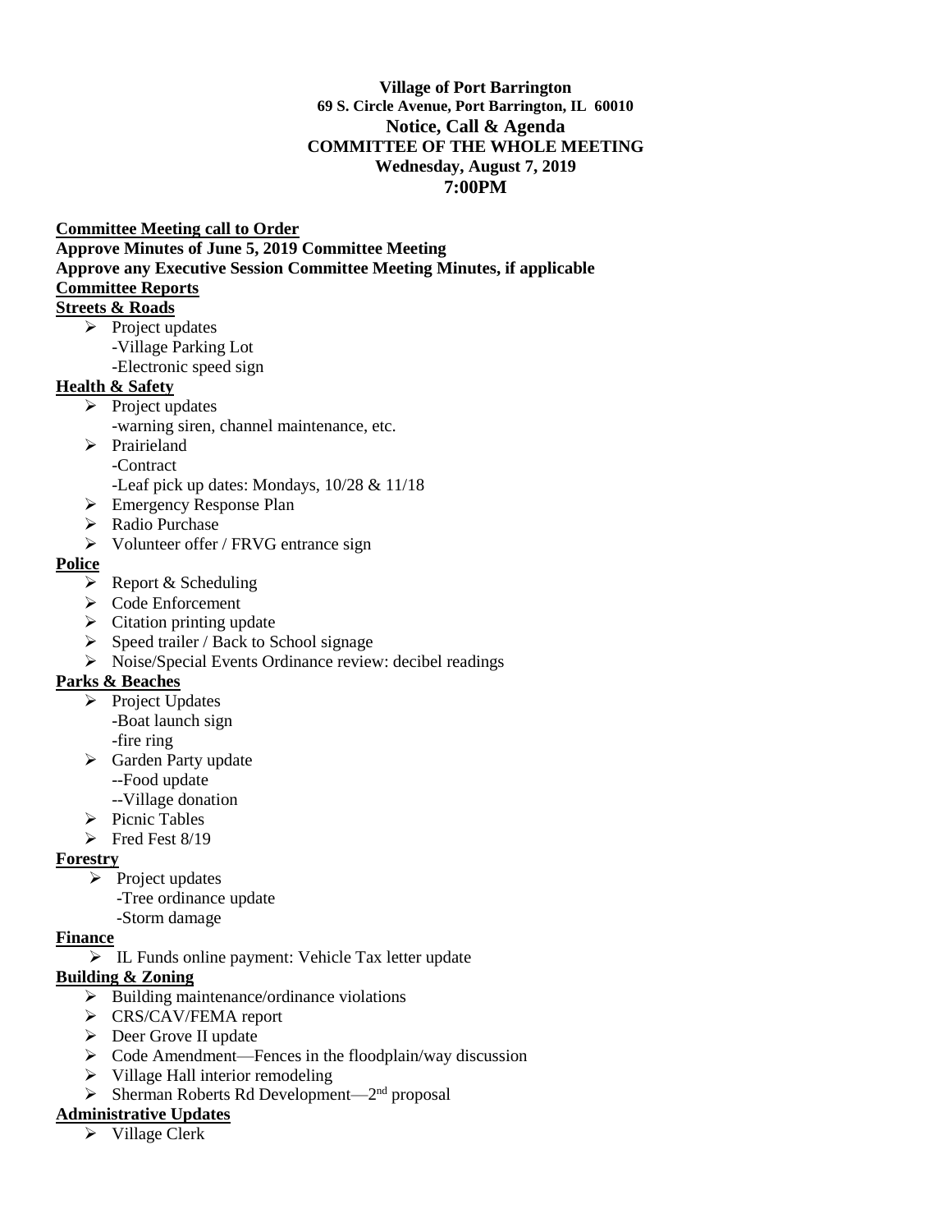**Village of Port Barrington**
**69 S. Circle Avenue, Port Barrington, IL 60010**
**Notice, Call & Agenda**
**COMMITTEE OF THE WHOLE MEETING**
**Wednesday, August 7, 2019**
**7:00PM**

**Committee Meeting call to Order**

**Approve Minutes of June 5, 2019 Committee Meeting**

**Approve any Executive Session Committee Meeting Minutes, if applicable**

**Committee Reports**

**Streets & Roads**

- Project updates
  - -Village Parking Lot
  - -Electronic speed sign

**Health & Safety**

- Project updates
  - -warning siren, channel maintenance, etc.
- Prairieland
  - -Contract
  - -Leaf pick up dates: Mondays, 10/28 & 11/18
- Emergency Response Plan
- Radio Purchase
- Volunteer offer / FRVG entrance sign

**Police**

- Report & Scheduling
- Code Enforcement
- Citation printing update
- Speed trailer / Back to School signage
- Noise/Special Events Ordinance review: decibel readings

**Parks & Beaches**

- Project Updates
  - -Boat launch sign
  - -fire ring
- Garden Party update
  - --Food update
  - --Village donation
- Picnic Tables
- Fred Fest 8/19

**Forestry**

- Project updates
  - -Tree ordinance update
  - -Storm damage

**Finance**

- IL Funds online payment: Vehicle Tax letter update

**Building & Zoning**

- Building maintenance/ordinance violations
- CRS/CAV/FEMA report
- Deer Grove II update
- Code Amendment—Fences in the floodplain/way discussion
- Village Hall interior remodeling
- Sherman Roberts Rd Development—2nd proposal

**Administrative Updates**

- Village Clerk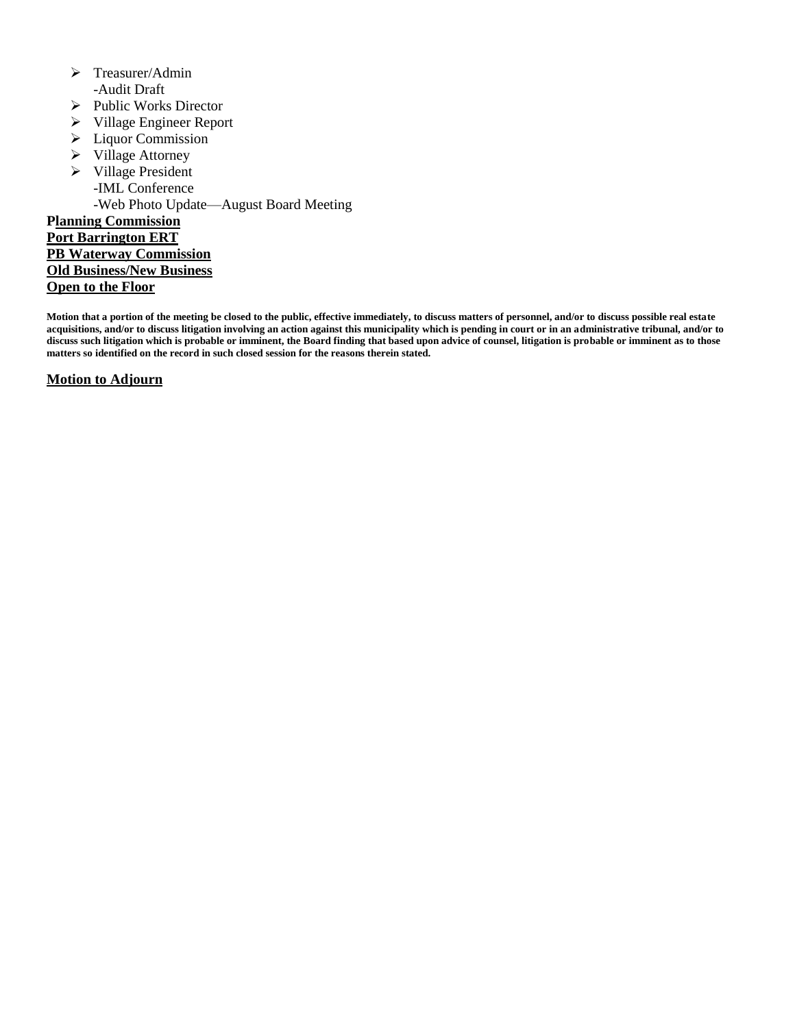- Treasurer/Admin
  -Audit Draft
- Public Works Director
- Village Engineer Report
- Liquor Commission
- Village Attorney
- Village President
  -IML Conference
  -Web Photo Update—August Board Meeting

**Planning Commission**

**Port Barrington ERT**

**PB Waterway Commission**

**Old Business/New Business**

**Open to the Floor**

**Motion that a portion of the meeting be closed to the public, effective immediately, to discuss matters of personnel, and/or to discuss possible real estate acquisitions, and/or to discuss litigation involving an action against this municipality which is pending in court or in an administrative tribunal, and/or to discuss such litigation which is probable or imminent, the Board finding that based upon advice of counsel, litigation is probable or imminent as to those matters so identified on the record in such closed session for the reasons therein stated.**

**Motion to Adjourn**